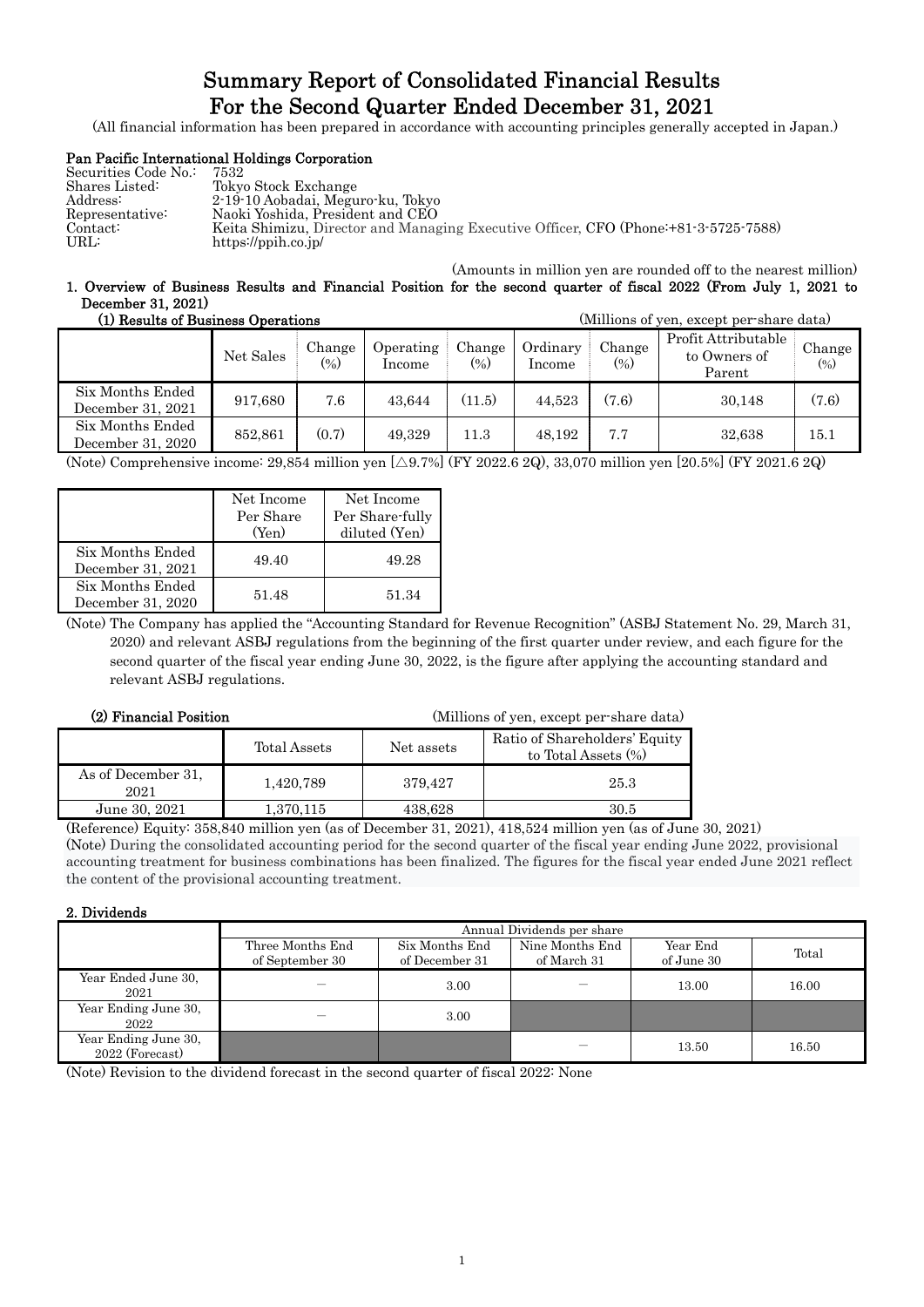# Summary Report of Consolidated Financial Results For the Second Quarter Ended December 31, 2021

(All financial information has been prepared in accordance with accounting principles generally accepted in Japan.)

**Pan Pacific International Holdings Corporation**

Securities Code No.: 7532
Shares Listed: Tokyo Stock Exchange
Address: 2-19-10 Aobadai, Meguro-ku, Tokyo
Representative: Naoki Yoshida, President and CEO
Contact: Keita Shimizu, Director and Managing Executive Officer, CFO (Phone:+81-3-5725-7588)
URL: https://ppih.co.jp/

(Amounts in million yen are rounded off to the nearest million)

## 1. Overview of Business Results and Financial Position for the second quarter of fiscal 2022 (From July 1, 2021 to December 31, 2021)

### (1) Results of Business Operations

(Millions of yen, except per-share data)

| | Net Sales | Change (%) | Operating Income | Change (%) | Ordinary Income | Change (%) | Profit Attributable to Owners of Parent | Change (%) |
|---|---|---|---|---|---|---|---|---|
| Six Months Ended December 31, 2021 | 917,680 | 7.6 | 43,644 | (11.5) | 44,523 | (7.6) | 30,148 | (7.6) |
| Six Months Ended December 31, 2020 | 852,861 | (0.7) | 49,329 | 11.3 | 48,192 | 7.7 | 32,638 | 15.1 |

(Note) Comprehensive income: 29,854 million yen [△9.7%] (FY 2022.6 2Q), 33,070 million yen [20.5%] (FY 2021.6 2Q)

| | Net Income Per Share (Yen) | Net Income Per Share-fully diluted (Yen) |
|---|---|---|
| Six Months Ended December 31, 2021 | 49.40 | 49.28 |
| Six Months Ended December 31, 2020 | 51.48 | 51.34 |

(Note) The Company has applied the "Accounting Standard for Revenue Recognition" (ASBJ Statement No. 29, March 31, 2020) and relevant ASBJ regulations from the beginning of the first quarter under review, and each figure for the second quarter of the fiscal year ending June 30, 2022, is the figure after applying the accounting standard and relevant ASBJ regulations.

### (2) Financial Position

(Millions of yen, except per-share data)

| | Total Assets | Net assets | Ratio of Shareholders' Equity to Total Assets (%) |
|---|---|---|---|
| As of December 31, 2021 | 1,420,789 | 379,427 | 25.3 |
| June 30, 2021 | 1,370,115 | 438,628 | 30.5 |

(Reference) Equity: 358,840 million yen (as of December 31, 2021), 418,524 million yen (as of June 30, 2021)

(Note) During the consolidated accounting period for the second quarter of the fiscal year ending June 2022, provisional accounting treatment for business combinations has been finalized. The figures for the fiscal year ended June 2021 reflect the content of the provisional accounting treatment.

## 2. Dividends

| | Annual Dividends per share | | | | |
|---|---|---|---|---|---|
| | Three Months End of September 30 | Six Months End of December 31 | Nine Months End of March 31 | Year End of June 30 | Total |
| Year Ended June 30, 2021 | — | 3.00 | — | 13.00 | 16.00 |
| Year Ending June 30, 2022 | — | 3.00 | | | |
| Year Ending June 30, 2022 (Forecast) | | | — | 13.50 | 16.50 |

(Note) Revision to the dividend forecast in the second quarter of fiscal 2022: None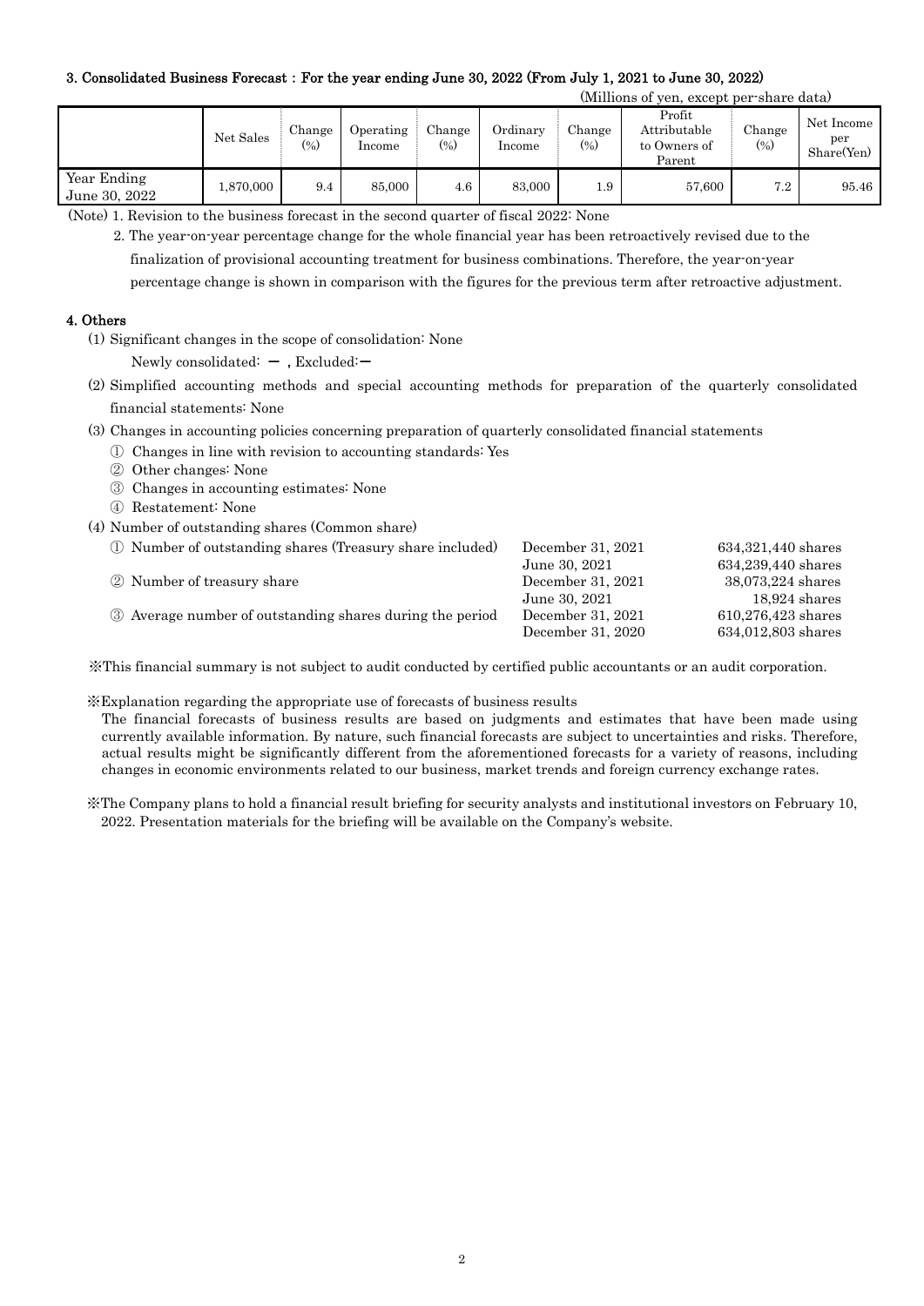### 3. Consolidated Business Forecast : For the year ending June 30, 2022 (From July 1, 2021 to June 30, 2022)

(Millions of yen, except per-share data)

| | Net Sales | Change (%) | Operating Income | Change (%) | Ordinary Income | Change (%) | Profit Attributable to Owners of Parent | Change (%) | Net Income per Share(Yen) |
|---|---|---|---|---|---|---|---|---|---|
| Year Ending June 30, 2022 | 1,870,000 | 9.4 | 85,000 | 4.6 | 83,000 | 1.9 | 57,600 | 7.2 | 95.46 |

(Note) 1. Revision to the business forecast in the second quarter of fiscal 2022: None

2. The year-on-year percentage change for the whole financial year has been retroactively revised due to the finalization of provisional accounting treatment for business combinations. Therefore, the year-on-year percentage change is shown in comparison with the figures for the previous term after retroactive adjustment.

### 4. Others

(1) Significant changes in the scope of consolidation: None

Newly consolidated: － , Excluded:－

(2) Simplified accounting methods and special accounting methods for preparation of the quarterly consolidated financial statements: None

(3) Changes in accounting policies concerning preparation of quarterly consolidated financial statements

① Changes in line with revision to accounting standards: Yes

② Other changes: None

③ Changes in accounting estimates: None

④ Restatement: None

(4) Number of outstanding shares (Common share)

| | | |
|---|---|---|
| ① Number of outstanding shares (Treasury share included) | December 31, 2021 | 634,321,440 shares |
| | June 30, 2021 | 634,239,440 shares |
| ② Number of treasury share | December 31, 2021 | 38,073,224 shares |
| | June 30, 2021 | 18,924 shares |
| ③ Average number of outstanding shares during the period | December 31, 2021 | 610,276,423 shares |
| | December 31, 2020 | 634,012,803 shares |

※This financial summary is not subject to audit conducted by certified public accountants or an audit corporation.

※Explanation regarding the appropriate use of forecasts of business results

The financial forecasts of business results are based on judgments and estimates that have been made using currently available information. By nature, such financial forecasts are subject to uncertainties and risks. Therefore, actual results might be significantly different from the aforementioned forecasts for a variety of reasons, including changes in economic environments related to our business, market trends and foreign currency exchange rates.

※The Company plans to hold a financial result briefing for security analysts and institutional investors on February 10, 2022. Presentation materials for the briefing will be available on the Company's website.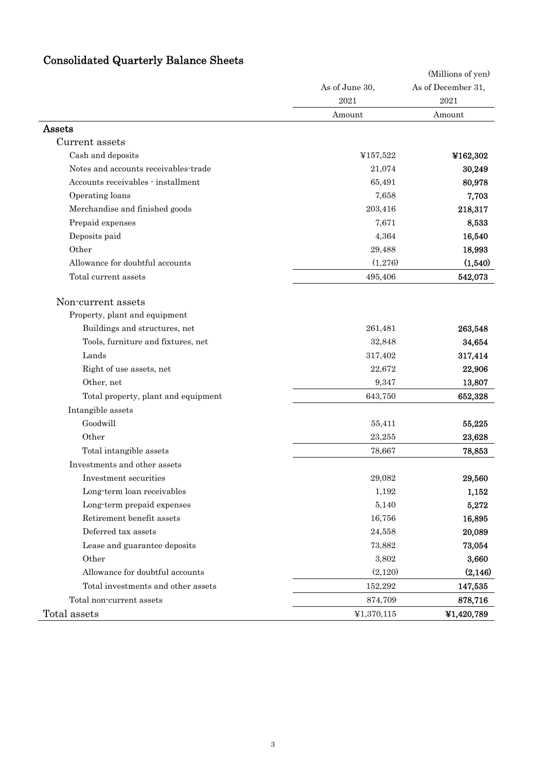## Consolidated Quarterly Balance Sheets

(Millions of yen)

| | As of June 30, 2021 | As of December 31, 2021 |
|---|---|---|
| | Amount | Amount |
| **Assets** | | |
| Current assets | | |
| Cash and deposits | ¥157,522 | **¥162,302** |
| Notes and accounts receivables-trade | 21,074 | **30,249** |
| Accounts receivables - installment | 65,491 | **80,978** |
| Operating loans | 7,658 | **7,703** |
| Merchandise and finished goods | 203,416 | **218,317** |
| Prepaid expenses | 7,671 | **8,533** |
| Deposits paid | 4,364 | **16,540** |
| Other | 29,488 | **18,993** |
| Allowance for doubtful accounts | (1,276) | **(1,540)** |
| Total current assets | 495,406 | **542,073** |
| Non-current assets | | |
| Property, plant and equipment | | |
| Buildings and structures, net | 261,481 | **263,548** |
| Tools, furniture and fixtures, net | 32,848 | **34,654** |
| Lands | 317,402 | **317,414** |
| Right of use assets, net | 22,672 | **22,906** |
| Other, net | 9,347 | **13,807** |
| Total property, plant and equipment | 643,750 | **652,328** |
| Intangible assets | | |
| Goodwill | 55,411 | **55,225** |
| Other | 23,255 | **23,628** |
| Total intangible assets | 78,667 | **78,853** |
| Investments and other assets | | |
| Investment securities | 29,082 | **29,560** |
| Long-term loan receivables | 1,192 | **1,152** |
| Long-term prepaid expenses | 5,140 | **5,272** |
| Retirement benefit assets | 16,756 | **16,895** |
| Deferred tax assets | 24,558 | **20,089** |
| Lease and guarantee deposits | 73,882 | **73,054** |
| Other | 3,802 | **3,660** |
| Allowance for doubtful accounts | (2,120) | **(2,146)** |
| Total investments and other assets | 152,292 | **147,535** |
| Total non-current assets | 874,709 | **878,716** |
| Total assets | ¥1,370,115 | **¥1,420,789** |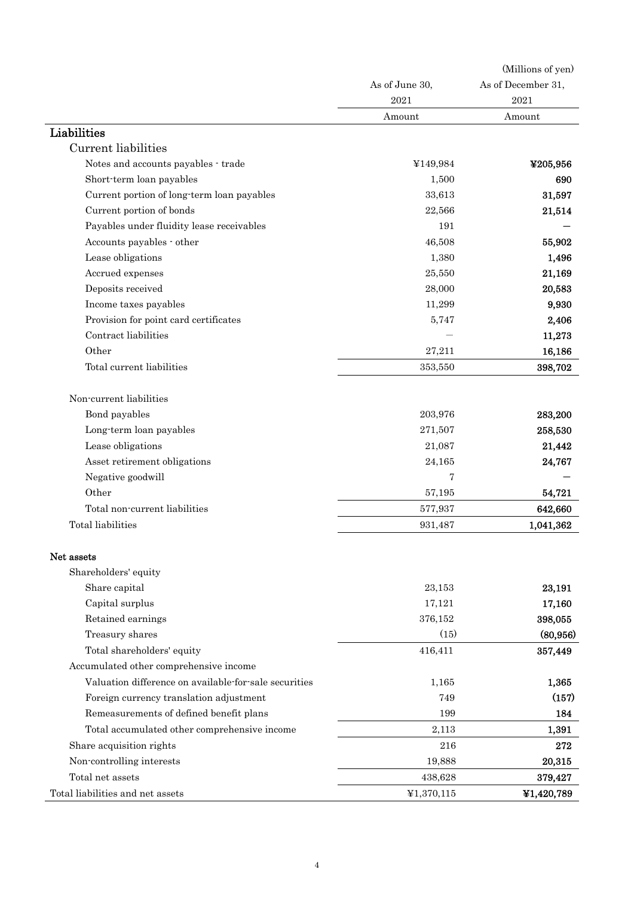(Millions of yen)

| | As of June 30, 2021 | As of December 31, 2021 |
|---|---|---|
| | Amount | Amount |
| **Liabilities** | | |
| Current liabilities | | |
| Notes and accounts payables - trade | ¥149,984 | **¥205,956** |
| Short-term loan payables | 1,500 | **690** |
| Current portion of long-term loan payables | 33,613 | **31,597** |
| Current portion of bonds | 22,566 | **21,514** |
| Payables under fluidity lease receivables | 191 | **—** |
| Accounts payables - other | 46,508 | **55,902** |
| Lease obligations | 1,380 | **1,496** |
| Accrued expenses | 25,550 | **21,169** |
| Deposits received | 28,000 | **20,583** |
| Income taxes payables | 11,299 | **9,930** |
| Provision for point card certificates | 5,747 | **2,406** |
| Contract liabilities | — | **11,273** |
| Other | 27,211 | **16,186** |
| Total current liabilities | 353,550 | **398,702** |
| Non-current liabilities | | |
| Bond payables | 203,976 | **283,200** |
| Long-term loan payables | 271,507 | **258,530** |
| Lease obligations | 21,087 | **21,442** |
| Asset retirement obligations | 24,165 | **24,767** |
| Negative goodwill | 7 | **—** |
| Other | 57,195 | **54,721** |
| Total non-current liabilities | 577,937 | **642,660** |
| Total liabilities | 931,487 | **1,041,362** |
| **Net assets** | | |
| Shareholders' equity | | |
| Share capital | 23,153 | **23,191** |
| Capital surplus | 17,121 | **17,160** |
| Retained earnings | 376,152 | **398,055** |
| Treasury shares | (15) | **(80,956)** |
| Total shareholders' equity | 416,411 | **357,449** |
| Accumulated other comprehensive income | | |
| Valuation difference on available-for-sale securities | 1,165 | **1,365** |
| Foreign currency translation adjustment | 749 | **(157)** |
| Remeasurements of defined benefit plans | 199 | **184** |
| Total accumulated other comprehensive income | 2,113 | **1,391** |
| Share acquisition rights | 216 | **272** |
| Non-controlling interests | 19,888 | **20,315** |
| Total net assets | 438,628 | **379,427** |
| Total liabilities and net assets | ¥1,370,115 | **¥1,420,789** |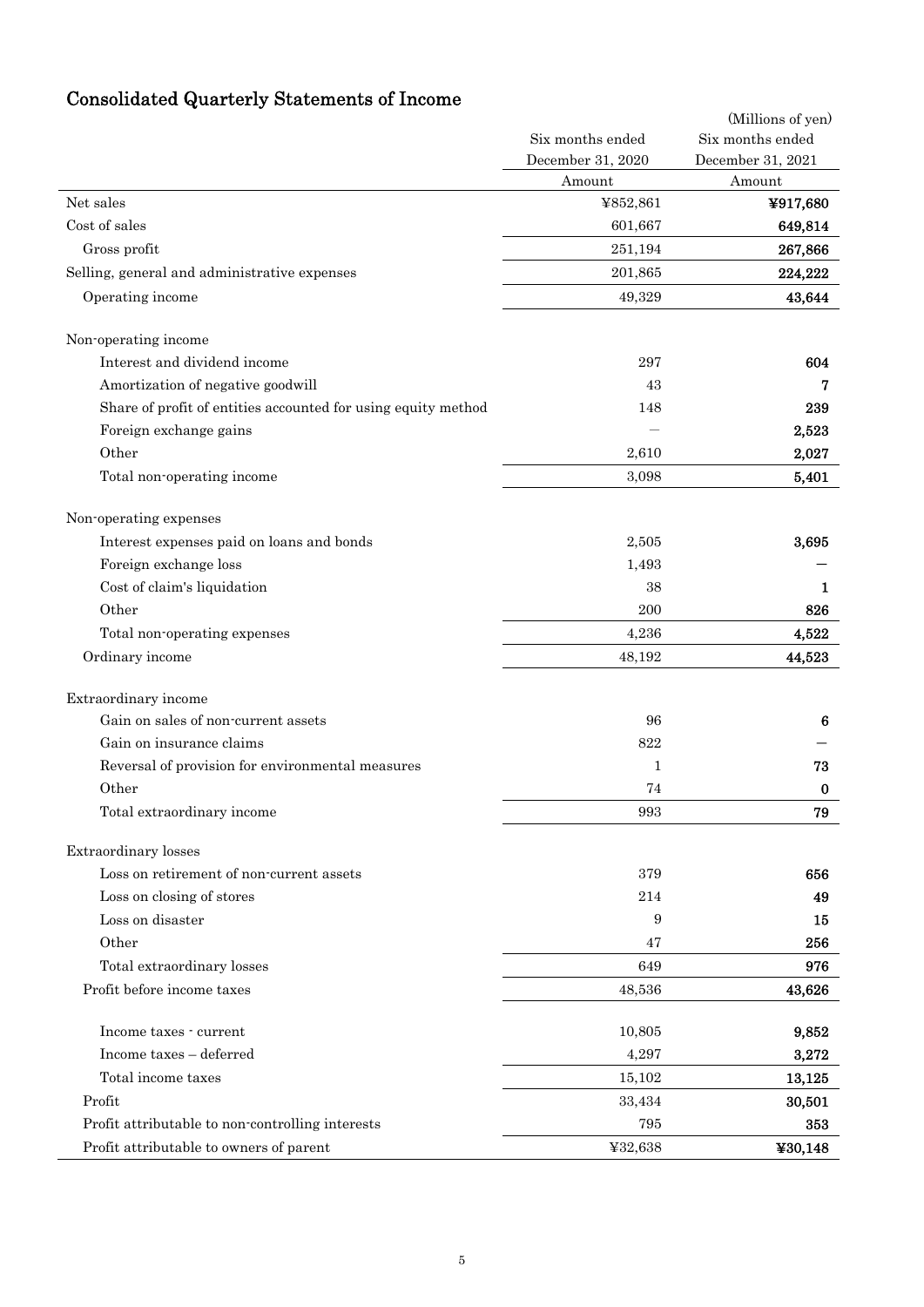# Consolidated Quarterly Statements of Income

(Millions of yen)

| | Six months ended December 31, 2020 | Six months ended December 31, 2021 |
|---|---|---|
| | Amount | Amount |
| Net sales | ¥852,861 | **¥917,680** |
| Cost of sales | 601,667 | **649,814** |
| Gross profit | 251,194 | **267,866** |
| Selling, general and administrative expenses | 201,865 | **224,222** |
| Operating income | 49,329 | **43,644** |
| Non-operating income | | |
| Interest and dividend income | 297 | **604** |
| Amortization of negative goodwill | 43 | **7** |
| Share of profit of entities accounted for using equity method | 148 | **239** |
| Foreign exchange gains | — | **2,523** |
| Other | 2,610 | **2,027** |
| Total non-operating income | 3,098 | **5,401** |
| Non-operating expenses | | |
| Interest expenses paid on loans and bonds | 2,505 | **3,695** |
| Foreign exchange loss | 1,493 | **—** |
| Cost of claim's liquidation | 38 | **1** |
| Other | 200 | **826** |
| Total non-operating expenses | 4,236 | **4,522** |
| Ordinary income | 48,192 | **44,523** |
| Extraordinary income | | |
| Gain on sales of non-current assets | 96 | **6** |
| Gain on insurance claims | 822 | **—** |
| Reversal of provision for environmental measures | 1 | **73** |
| Other | 74 | **0** |
| Total extraordinary income | 993 | **79** |
| Extraordinary losses | | |
| Loss on retirement of non-current assets | 379 | **656** |
| Loss on closing of stores | 214 | **49** |
| Loss on disaster | 9 | **15** |
| Other | 47 | **256** |
| Total extraordinary losses | 649 | **976** |
| Profit before income taxes | 48,536 | **43,626** |
| Income taxes - current | 10,805 | **9,852** |
| Income taxes – deferred | 4,297 | **3,272** |
| Total income taxes | 15,102 | **13,125** |
| Profit | 33,434 | **30,501** |
| Profit attributable to non-controlling interests | 795 | **353** |
| Profit attributable to owners of parent | ¥32,638 | **¥30,148** |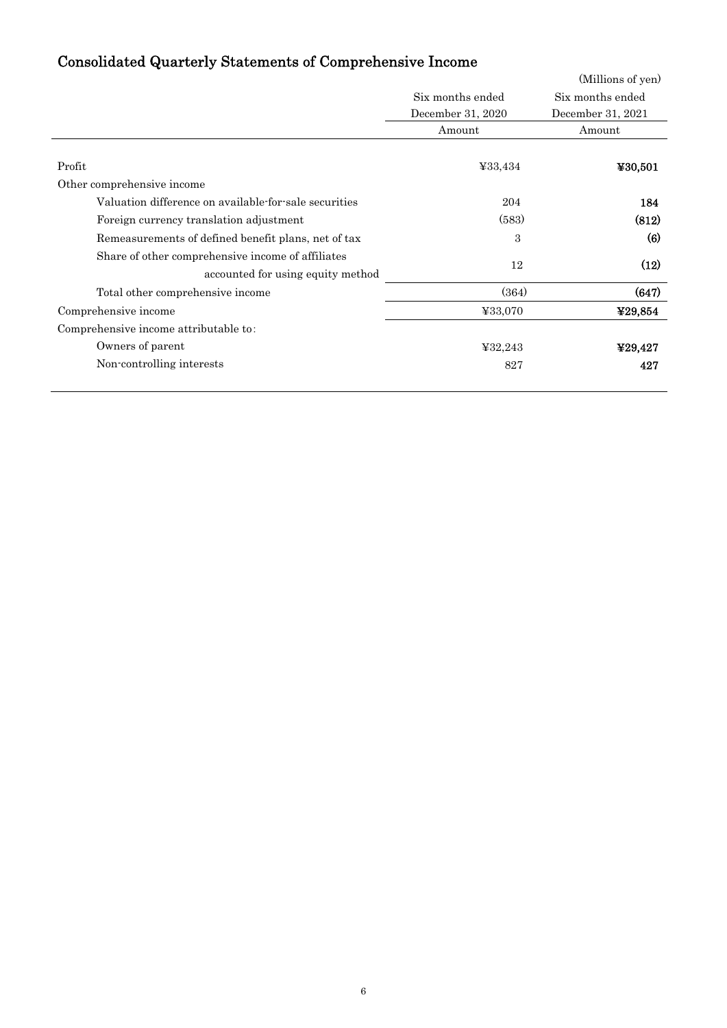## Consolidated Quarterly Statements of Comprehensive Income

(Millions of yen)

| | Six months ended December 31, 2020 | Six months ended December 31, 2021 |
|---|---|---|
| | Amount | Amount |
| Profit | ¥33,434 | **¥30,501** |
| Other comprehensive income | | |
| Valuation difference on available-for-sale securities | 204 | **184** |
| Foreign currency translation adjustment | (583) | **(812)** |
| Remeasurements of defined benefit plans, net of tax | 3 | **(6)** |
| Share of other comprehensive income of affiliates accounted for using equity method | 12 | **(12)** |
| Total other comprehensive income | (364) | **(647)** |
| Comprehensive income | ¥33,070 | **¥29,854** |
| Comprehensive income attributable to: | | |
| Owners of parent | ¥32,243 | **¥29,427** |
| Non-controlling interests | 827 | **427** |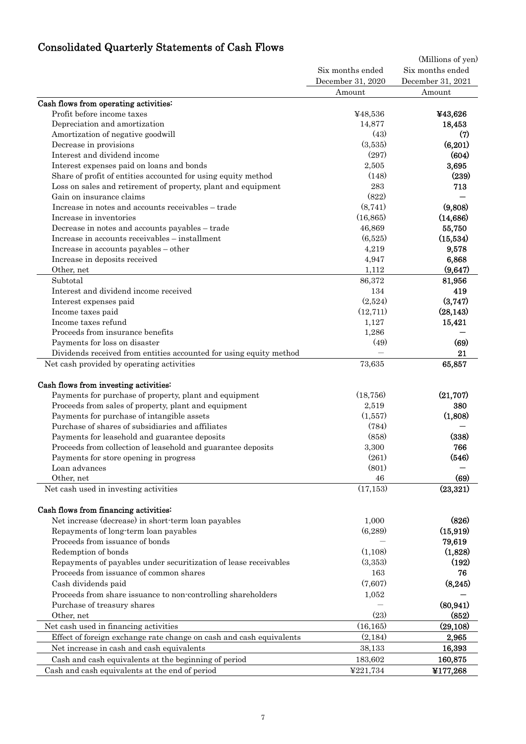## Consolidated Quarterly Statements of Cash Flows

(Millions of yen)

| | Six months ended December 31, 2020 | Six months ended December 31, 2021 |
|---|---|---|
| | Amount | Amount |
| **Cash flows from operating activities:** | | |
| Profit before income taxes | ¥48,536 | ¥43,626 |
| Depreciation and amortization | 14,877 | 18,453 |
| Amortization of negative goodwill | (43) | (7) |
| Decrease in provisions | (3,535) | (6,201) |
| Interest and dividend income | (297) | (604) |
| Interest expenses paid on loans and bonds | 2,505 | 3,695 |
| Share of profit of entities accounted for using equity method | (148) | (239) |
| Loss on sales and retirement of property, plant and equipment | 283 | 713 |
| Gain on insurance claims | (822) | — |
| Increase in notes and accounts receivables – trade | (8,741) | (9,808) |
| Increase in inventories | (16,865) | (14,686) |
| Decrease in notes and accounts payables – trade | 46,869 | 55,750 |
| Increase in accounts receivables – installment | (6,525) | (15,534) |
| Increase in accounts payables – other | 4,219 | 9,578 |
| Increase in deposits received | 4,947 | 6,868 |
| Other, net | 1,112 | (9,647) |
| Subtotal | 86,372 | 81,956 |
| Interest and dividend income received | 134 | 419 |
| Interest expenses paid | (2,524) | (3,747) |
| Income taxes paid | (12,711) | (28,143) |
| Income taxes refund | 1,127 | 15,421 |
| Proceeds from insurance benefits | 1,286 | — |
| Payments for loss on disaster | (49) | (69) |
| Dividends received from entities accounted for using equity method | — | 21 |
| Net cash provided by operating activities | 73,635 | 65,857 |
| **Cash flows from investing activities:** | | |
| Payments for purchase of property, plant and equipment | (18,756) | (21,707) |
| Proceeds from sales of property, plant and equipment | 2,519 | 380 |
| Payments for purchase of intangible assets | (1,557) | (1,808) |
| Purchase of shares of subsidiaries and affiliates | (784) | — |
| Payments for leasehold and guarantee deposits | (858) | (338) |
| Proceeds from collection of leasehold and guarantee deposits | 3,300 | 766 |
| Payments for store opening in progress | (261) | (546) |
| Loan advances | (801) | — |
| Other, net | 46 | (69) |
| Net cash used in investing activities | (17,153) | (23,321) |
| **Cash flows from financing activities:** | | |
| Net increase (decrease) in short-term loan payables | 1,000 | (826) |
| Repayments of long-term loan payables | (6,289) | (15,919) |
| Proceeds from issuance of bonds | — | 79,619 |
| Redemption of bonds | (1,108) | (1,828) |
| Repayments of payables under securitization of lease receivables | (3,353) | (192) |
| Proceeds from issuance of common shares | 163 | 76 |
| Cash dividends paid | (7,607) | (8,245) |
| Proceeds from share issuance to non-controlling shareholders | 1,052 | — |
| Purchase of treasury shares | — | (80,941) |
| Other, net | (23) | (852) |
| Net cash used in financing activities | (16,165) | (29,108) |
| Effect of foreign exchange rate change on cash and cash equivalents | (2,184) | 2,965 |
| Net increase in cash and cash equivalents | 38,133 | 16,393 |
| Cash and cash equivalents at the beginning of period | 183,602 | 160,875 |
| Cash and cash equivalents at the end of period | ¥221,734 | ¥177,268 |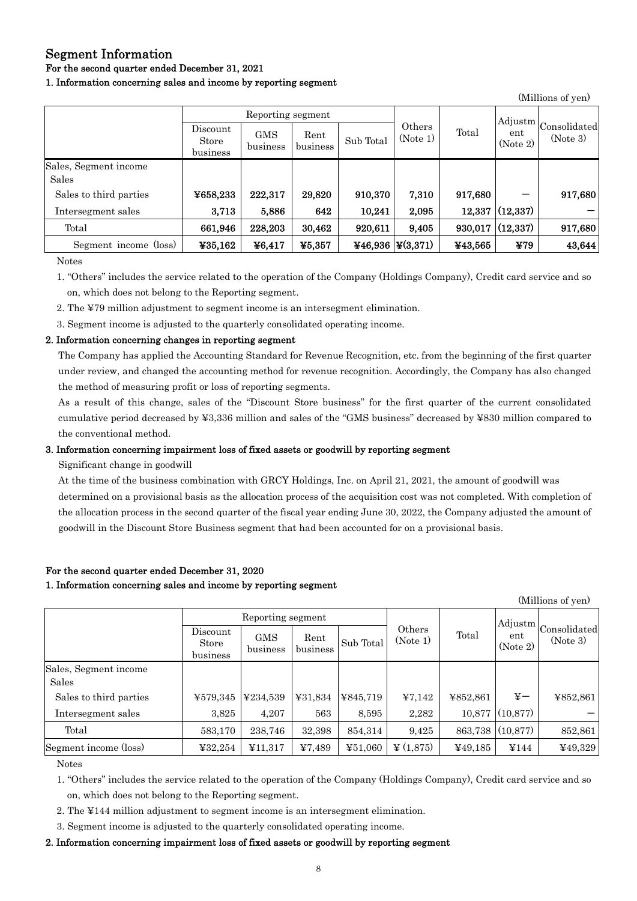# Segment Information

## For the second quarter ended December 31, 2021

### 1. Information concerning sales and income by reporting segment

(Millions of yen)

| | Reporting segment | | | | Others (Note 1) | Total | Adjustment (Note 2) | Consolidated (Note 3) |
|---|---|---|---|---|---|---|---|---|
| | Discount Store business | GMS business | Rent business | Sub Total | | | | |
| Sales, Segment income | | | | | | | | |
| Sales | | | | | | | | |
| Sales to third parties | ¥658,233 | 222,317 | 29,820 | 910,370 | 7,310 | 917,680 | ― | 917,680 |
| Intersegment sales | 3,713 | 5,886 | 642 | 10,241 | 2,095 | 12,337 | (12,337) | ― |
| Total | 661,946 | 228,203 | 30,462 | 920,611 | 9,405 | 930,017 | (12,337) | 917,680 |
| Segment income (loss) | ¥35,162 | ¥6,417 | ¥5,357 | ¥46,936 | ¥(3,371) | ¥43,565 | ¥79 | 43,644 |

Notes

1. "Others" includes the service related to the operation of the Company (Holdings Company), Credit card service and so on, which does not belong to the Reporting segment.
2. The ¥79 million adjustment to segment income is an intersegment elimination.
3. Segment income is adjusted to the quarterly consolidated operating income.

### 2. Information concerning changes in reporting segment

The Company has applied the Accounting Standard for Revenue Recognition, etc. from the beginning of the first quarter under review, and changed the accounting method for revenue recognition. Accordingly, the Company has also changed the method of measuring profit or loss of reporting segments.

As a result of this change, sales of the "Discount Store business" for the first quarter of the current consolidated cumulative period decreased by ¥3,336 million and sales of the "GMS business" decreased by ¥830 million compared to the conventional method.

### 3. Information concerning impairment loss of fixed assets or goodwill by reporting segment

Significant change in goodwill

At the time of the business combination with GRCY Holdings, Inc. on April 21, 2021, the amount of goodwill was determined on a provisional basis as the allocation process of the acquisition cost was not completed. With completion of the allocation process in the second quarter of the fiscal year ending June 30, 2022, the Company adjusted the amount of goodwill in the Discount Store Business segment that had been accounted for on a provisional basis.

## For the second quarter ended December 31, 2020

### 1. Information concerning sales and income by reporting segment

(Millions of yen)

| | Reporting segment | | | | Others (Note 1) | Total | Adjustment (Note 2) | Consolidated (Note 3) |
|---|---|---|---|---|---|---|---|---|
| | Discount Store business | GMS business | Rent business | Sub Total | | | | |
| Sales, Segment income | | | | | | | | |
| Sales | | | | | | | | |
| Sales to third parties | ¥579,345 | ¥234,539 | ¥31,834 | ¥845,719 | ¥7,142 | ¥852,861 | ¥― | ¥852,861 |
| Intersegment sales | 3,825 | 4,207 | 563 | 8,595 | 2,282 | 10,877 | (10,877) | ― |
| Total | 583,170 | 238,746 | 32,398 | 854,314 | 9,425 | 863,738 | (10,877) | 852,861 |
| Segment income (loss) | ¥32,254 | ¥11,317 | ¥7,489 | ¥51,060 | ¥ (1,875) | ¥49,185 | ¥144 | ¥49,329 |

Notes

1. "Others" includes the service related to the operation of the Company (Holdings Company), Credit card service and so on, which does not belong to the Reporting segment.
2. The ¥144 million adjustment to segment income is an intersegment elimination.
3. Segment income is adjusted to the quarterly consolidated operating income.

### 2. Information concerning impairment loss of fixed assets or goodwill by reporting segment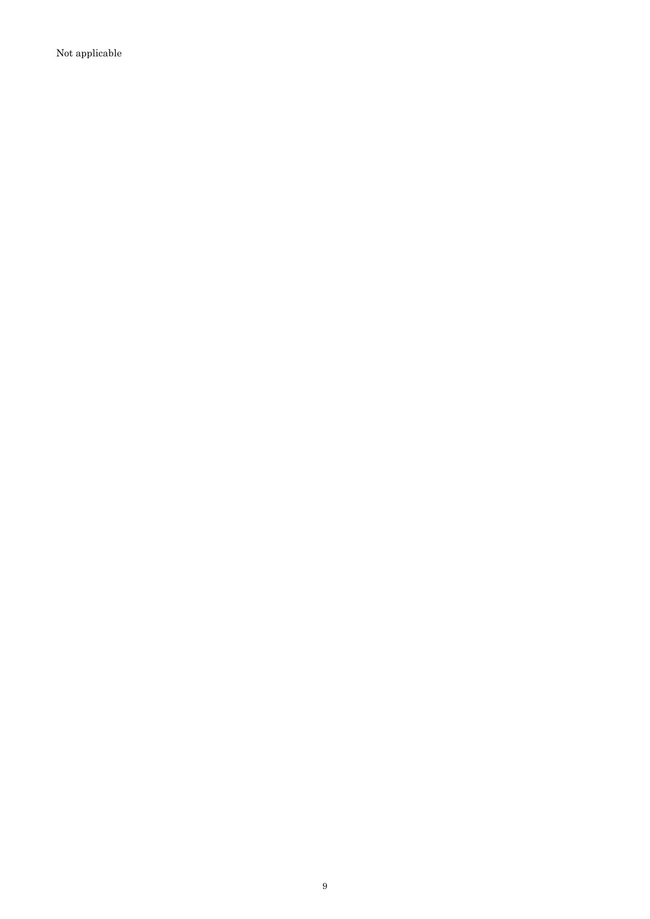Not applicable